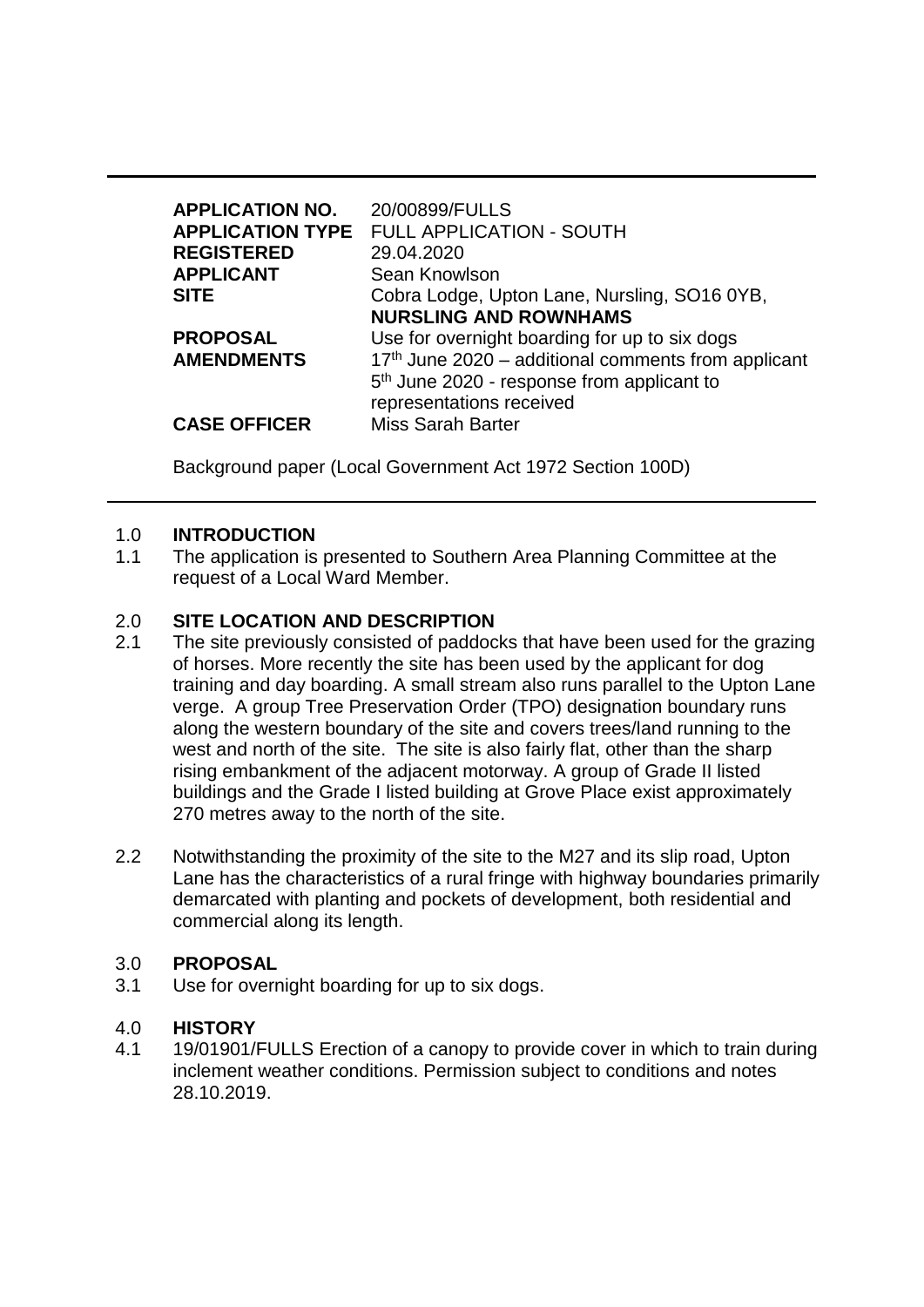| | |
|---|---|
| **APPLICATION NO.** | 20/00899/FULLS |
| **APPLICATION TYPE** | FULL APPLICATION - SOUTH |
| **REGISTERED** | 29.04.2020 |
| **APPLICANT** | Sean Knowlson |
| **SITE** | Cobra Lodge, Upton Lane, Nursling, SO16 0YB, **NURSLING AND ROWNHAMS** |
| **PROPOSAL** | Use for overnight boarding for up to six dogs |
| **AMENDMENTS** | 17th June 2020 – additional comments from applicant<br>5th June 2020 - response from applicant to representations received |
| **CASE OFFICER** | Miss Sarah Barter |

Background paper (Local Government Act 1972 Section 100D)

## 1.0 INTRODUCTION

1.1 The application is presented to Southern Area Planning Committee at the request of a Local Ward Member.

## 2.0 SITE LOCATION AND DESCRIPTION

2.1 The site previously consisted of paddocks that have been used for the grazing of horses. More recently the site has been used by the applicant for dog training and day boarding. A small stream also runs parallel to the Upton Lane verge. A group Tree Preservation Order (TPO) designation boundary runs along the western boundary of the site and covers trees/land running to the west and north of the site. The site is also fairly flat, other than the sharp rising embankment of the adjacent motorway. A group of Grade II listed buildings and the Grade I listed building at Grove Place exist approximately 270 metres away to the north of the site.

2.2 Notwithstanding the proximity of the site to the M27 and its slip road, Upton Lane has the characteristics of a rural fringe with highway boundaries primarily demarcated with planting and pockets of development, both residential and commercial along its length.

## 3.0 PROPOSAL

3.1 Use for overnight boarding for up to six dogs.

## 4.0 HISTORY

4.1 19/01901/FULLS Erection of a canopy to provide cover in which to train during inclement weather conditions. Permission subject to conditions and notes 28.10.2019.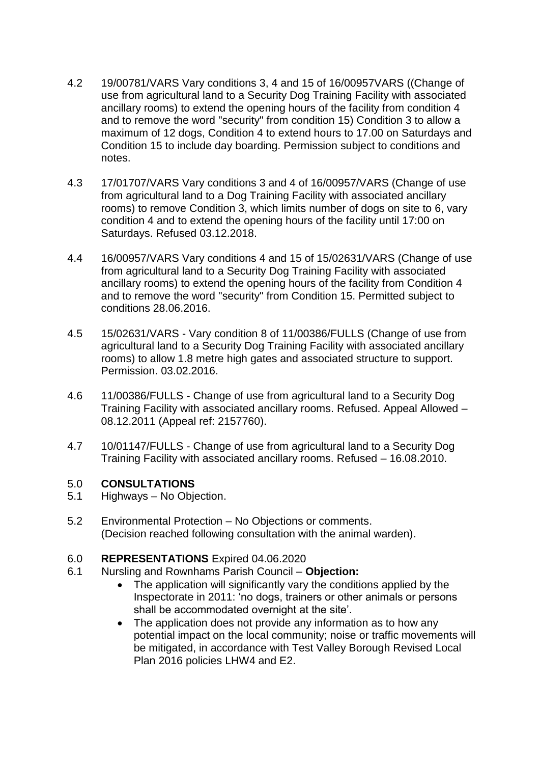4.2 19/00781/VARS Vary conditions 3, 4 and 15 of 16/00957VARS ((Change of use from agricultural land to a Security Dog Training Facility with associated ancillary rooms) to extend the opening hours of the facility from condition 4 and to remove the word "security" from condition 15) Condition 3 to allow a maximum of 12 dogs, Condition 4 to extend hours to 17.00 on Saturdays and Condition 15 to include day boarding. Permission subject to conditions and notes.

4.3 17/01707/VARS Vary conditions 3 and 4 of 16/00957/VARS (Change of use from agricultural land to a Dog Training Facility with associated ancillary rooms) to remove Condition 3, which limits number of dogs on site to 6, vary condition 4 and to extend the opening hours of the facility until 17:00 on Saturdays. Refused 03.12.2018.

4.4 16/00957/VARS Vary conditions 4 and 15 of 15/02631/VARS (Change of use from agricultural land to a Security Dog Training Facility with associated ancillary rooms) to extend the opening hours of the facility from Condition 4 and to remove the word "security" from Condition 15. Permitted subject to conditions 28.06.2016.

4.5 15/02631/VARS - Vary condition 8 of 11/00386/FULLS (Change of use from agricultural land to a Security Dog Training Facility with associated ancillary rooms) to allow 1.8 metre high gates and associated structure to support. Permission. 03.02.2016.

4.6 11/00386/FULLS - Change of use from agricultural land to a Security Dog Training Facility with associated ancillary rooms. Refused. Appeal Allowed – 08.12.2011 (Appeal ref: 2157760).

4.7 10/01147/FULLS - Change of use from agricultural land to a Security Dog Training Facility with associated ancillary rooms. Refused – 16.08.2010.

## 5.0 CONSULTATIONS

5.1 Highways – No Objection.

5.2 Environmental Protection – No Objections or comments. (Decision reached following consultation with the animal warden).

## 6.0 REPRESENTATIONS Expired 04.06.2020

6.1 Nursling and Rownhams Parish Council – **Objection:**

- The application will significantly vary the conditions applied by the Inspectorate in 2011: 'no dogs, trainers or other animals or persons shall be accommodated overnight at the site'.
- The application does not provide any information as to how any potential impact on the local community; noise or traffic movements will be mitigated, in accordance with Test Valley Borough Revised Local Plan 2016 policies LHW4 and E2.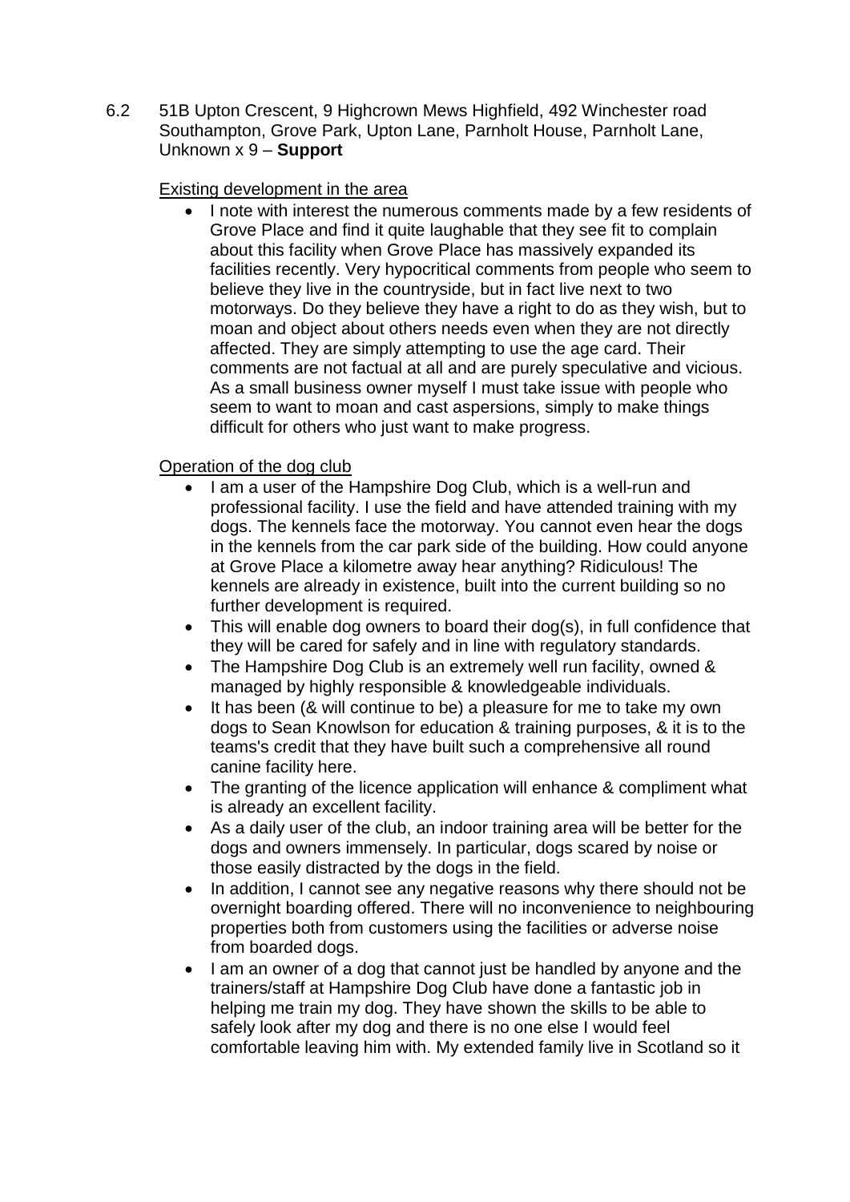6.2 51B Upton Crescent, 9 Highcrown Mews Highfield, 492 Winchester road Southampton, Grove Park, Upton Lane, Parnholt House, Parnholt Lane, Unknown x 9 – **Support**

Existing development in the area

- I note with interest the numerous comments made by a few residents of Grove Place and find it quite laughable that they see fit to complain about this facility when Grove Place has massively expanded its facilities recently. Very hypocritical comments from people who seem to believe they live in the countryside, but in fact live next to two motorways. Do they believe they have a right to do as they wish, but to moan and object about others needs even when they are not directly affected. They are simply attempting to use the age card. Their comments are not factual at all and are purely speculative and vicious. As a small business owner myself I must take issue with people who seem to want to moan and cast aspersions, simply to make things difficult for others who just want to make progress.

Operation of the dog club

- I am a user of the Hampshire Dog Club, which is a well-run and professional facility. I use the field and have attended training with my dogs. The kennels face the motorway. You cannot even hear the dogs in the kennels from the car park side of the building. How could anyone at Grove Place a kilometre away hear anything? Ridiculous! The kennels are already in existence, built into the current building so no further development is required.
- This will enable dog owners to board their dog(s), in full confidence that they will be cared for safely and in line with regulatory standards.
- The Hampshire Dog Club is an extremely well run facility, owned & managed by highly responsible & knowledgeable individuals.
- It has been (& will continue to be) a pleasure for me to take my own dogs to Sean Knowlson for education & training purposes, & it is to the teams's credit that they have built such a comprehensive all round canine facility here.
- The granting of the licence application will enhance & compliment what is already an excellent facility.
- As a daily user of the club, an indoor training area will be better for the dogs and owners immensely. In particular, dogs scared by noise or those easily distracted by the dogs in the field.
- In addition, I cannot see any negative reasons why there should not be overnight boarding offered. There will no inconvenience to neighbouring properties both from customers using the facilities or adverse noise from boarded dogs.
- I am an owner of a dog that cannot just be handled by anyone and the trainers/staff at Hampshire Dog Club have done a fantastic job in helping me train my dog. They have shown the skills to be able to safely look after my dog and there is no one else I would feel comfortable leaving him with. My extended family live in Scotland so it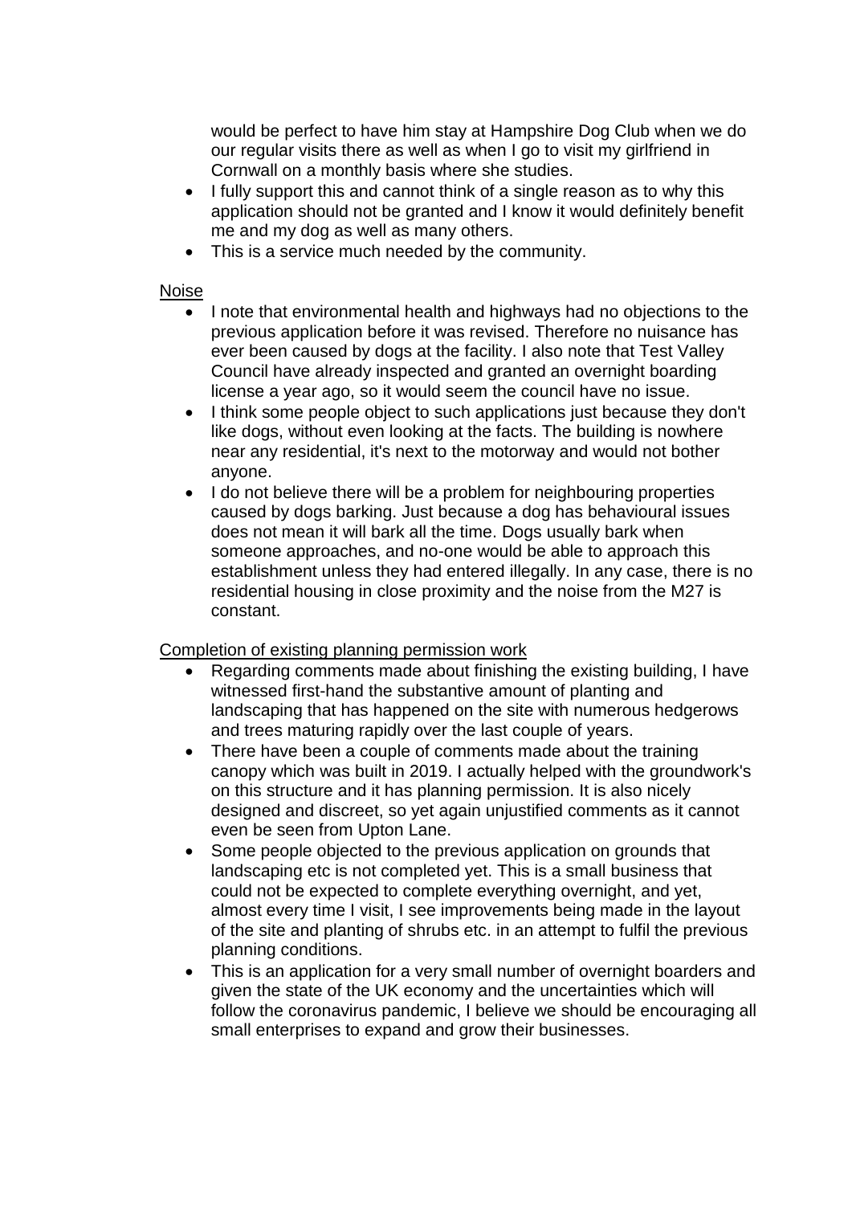would be perfect to have him stay at Hampshire Dog Club when we do our regular visits there as well as when I go to visit my girlfriend in Cornwall on a monthly basis where she studies.

- I fully support this and cannot think of a single reason as to why this application should not be granted and I know it would definitely benefit me and my dog as well as many others.
- This is a service much needed by the community.

<u>Noise</u>

- I note that environmental health and highways had no objections to the previous application before it was revised. Therefore no nuisance has ever been caused by dogs at the facility. I also note that Test Valley Council have already inspected and granted an overnight boarding license a year ago, so it would seem the council have no issue.
- I think some people object to such applications just because they don't like dogs, without even looking at the facts. The building is nowhere near any residential, it's next to the motorway and would not bother anyone.
- I do not believe there will be a problem for neighbouring properties caused by dogs barking. Just because a dog has behavioural issues does not mean it will bark all the time. Dogs usually bark when someone approaches, and no-one would be able to approach this establishment unless they had entered illegally. In any case, there is no residential housing in close proximity and the noise from the M27 is constant.

<u>Completion of existing planning permission work</u>

- Regarding comments made about finishing the existing building, I have witnessed first-hand the substantive amount of planting and landscaping that has happened on the site with numerous hedgerows and trees maturing rapidly over the last couple of years.
- There have been a couple of comments made about the training canopy which was built in 2019. I actually helped with the groundwork's on this structure and it has planning permission. It is also nicely designed and discreet, so yet again unjustified comments as it cannot even be seen from Upton Lane.
- Some people objected to the previous application on grounds that landscaping etc is not completed yet. This is a small business that could not be expected to complete everything overnight, and yet, almost every time I visit, I see improvements being made in the layout of the site and planting of shrubs etc. in an attempt to fulfil the previous planning conditions.
- This is an application for a very small number of overnight boarders and given the state of the UK economy and the uncertainties which will follow the coronavirus pandemic, I believe we should be encouraging all small enterprises to expand and grow their businesses.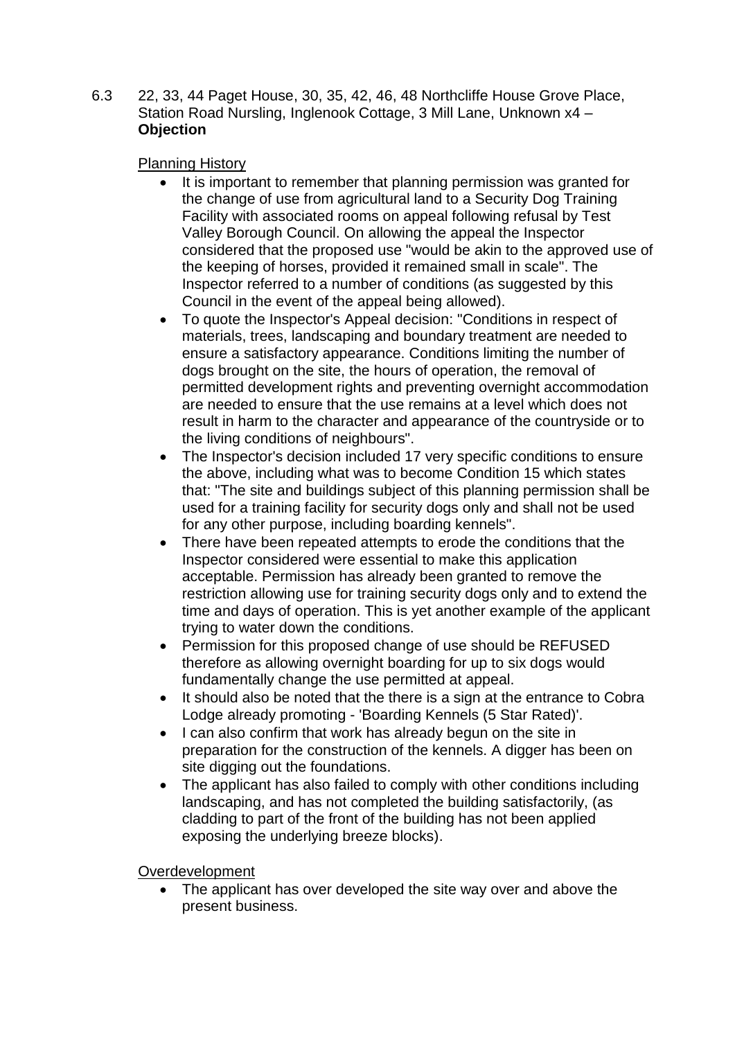6.3 22, 33, 44 Paget House, 30, 35, 42, 46, 48 Northcliffe House Grove Place, Station Road Nursling, Inglenook Cottage, 3 Mill Lane, Unknown x4 – **Objection**

Planning History

- It is important to remember that planning permission was granted for the change of use from agricultural land to a Security Dog Training Facility with associated rooms on appeal following refusal by Test Valley Borough Council. On allowing the appeal the Inspector considered that the proposed use "would be akin to the approved use of the keeping of horses, provided it remained small in scale". The Inspector referred to a number of conditions (as suggested by this Council in the event of the appeal being allowed).
- To quote the Inspector's Appeal decision: "Conditions in respect of materials, trees, landscaping and boundary treatment are needed to ensure a satisfactory appearance. Conditions limiting the number of dogs brought on the site, the hours of operation, the removal of permitted development rights and preventing overnight accommodation are needed to ensure that the use remains at a level which does not result in harm to the character and appearance of the countryside or to the living conditions of neighbours".
- The Inspector's decision included 17 very specific conditions to ensure the above, including what was to become Condition 15 which states that: "The site and buildings subject of this planning permission shall be used for a training facility for security dogs only and shall not be used for any other purpose, including boarding kennels".
- There have been repeated attempts to erode the conditions that the Inspector considered were essential to make this application acceptable. Permission has already been granted to remove the restriction allowing use for training security dogs only and to extend the time and days of operation. This is yet another example of the applicant trying to water down the conditions.
- Permission for this proposed change of use should be REFUSED therefore as allowing overnight boarding for up to six dogs would fundamentally change the use permitted at appeal.
- It should also be noted that the there is a sign at the entrance to Cobra Lodge already promoting - 'Boarding Kennels (5 Star Rated)'.
- I can also confirm that work has already begun on the site in preparation for the construction of the kennels. A digger has been on site digging out the foundations.
- The applicant has also failed to comply with other conditions including landscaping, and has not completed the building satisfactorily, (as cladding to part of the front of the building has not been applied exposing the underlying breeze blocks).

Overdevelopment

- The applicant has over developed the site way over and above the present business.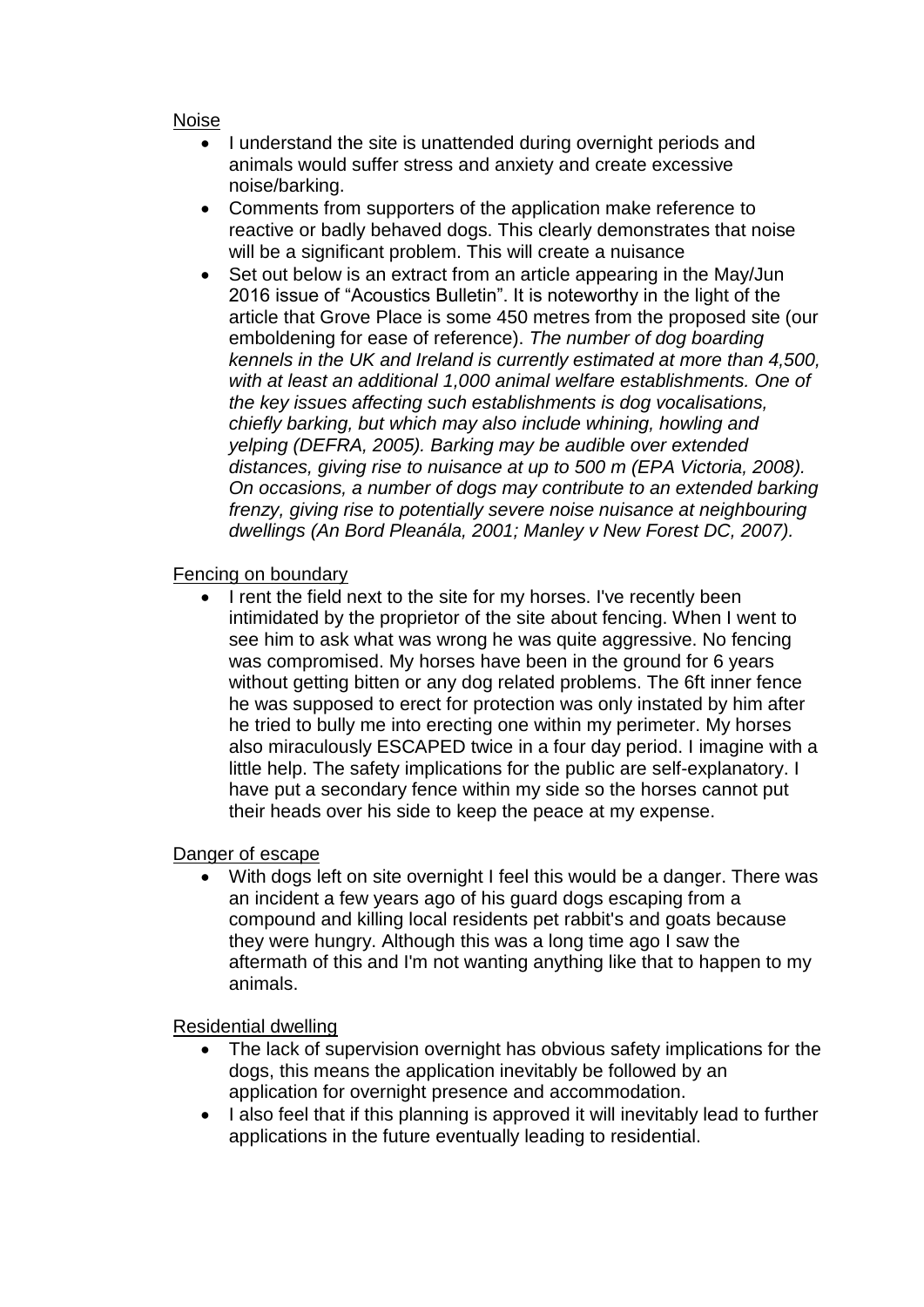Noise

- I understand the site is unattended during overnight periods and animals would suffer stress and anxiety and create excessive noise/barking.
- Comments from supporters of the application make reference to reactive or badly behaved dogs. This clearly demonstrates that noise will be a significant problem. This will create a nuisance
- Set out below is an extract from an article appearing in the May/Jun 2016 issue of "Acoustics Bulletin". It is noteworthy in the light of the article that Grove Place is some 450 metres from the proposed site (our emboldening for ease of reference). *The number of dog boarding kennels in the UK and Ireland is currently estimated at more than 4,500, with at least an additional 1,000 animal welfare establishments. One of the key issues affecting such establishments is dog vocalisations, chiefly barking, but which may also include whining, howling and yelping (DEFRA, 2005). Barking may be audible over extended distances, giving rise to nuisance at up to 500 m (EPA Victoria, 2008). On occasions, a number of dogs may contribute to an extended barking frenzy, giving rise to potentially severe noise nuisance at neighbouring dwellings (An Bord Pleanála, 2001; Manley v New Forest DC, 2007).*

Fencing on boundary

- I rent the field next to the site for my horses. I've recently been intimidated by the proprietor of the site about fencing. When I went to see him to ask what was wrong he was quite aggressive. No fencing was compromised. My horses have been in the ground for 6 years without getting bitten or any dog related problems. The 6ft inner fence he was supposed to erect for protection was only instated by him after he tried to bully me into erecting one within my perimeter. My horses also miraculously ESCAPED twice in a four day period. I imagine with a little help. The safety implications for the public are self-explanatory. I have put a secondary fence within my side so the horses cannot put their heads over his side to keep the peace at my expense.

Danger of escape

- With dogs left on site overnight I feel this would be a danger. There was an incident a few years ago of his guard dogs escaping from a compound and killing local residents pet rabbit's and goats because they were hungry. Although this was a long time ago I saw the aftermath of this and I'm not wanting anything like that to happen to my animals.

Residential dwelling

- The lack of supervision overnight has obvious safety implications for the dogs, this means the application inevitably be followed by an application for overnight presence and accommodation.
- I also feel that if this planning is approved it will inevitably lead to further applications in the future eventually leading to residential.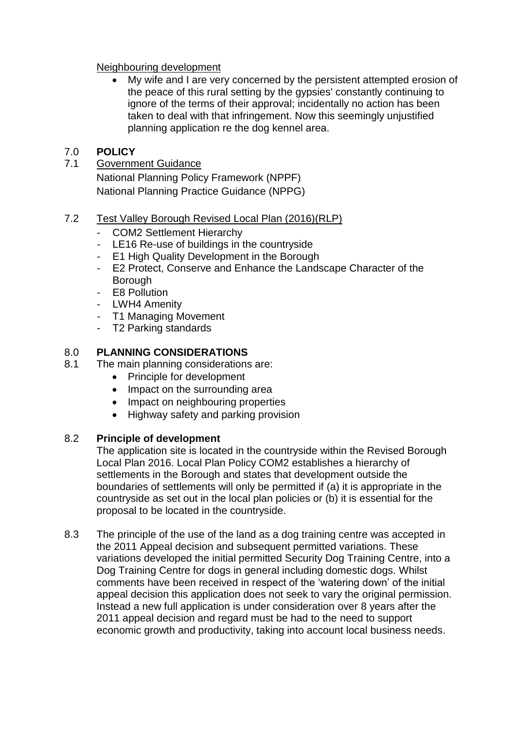Neighbouring development

- My wife and I are very concerned by the persistent attempted erosion of the peace of this rural setting by the gypsies' constantly continuing to ignore of the terms of their approval; incidentally no action has been taken to deal with that infringement. Now this seemingly unjustified planning application re the dog kennel area.

## 7.0 POLICY

7.1 Government Guidance

National Planning Policy Framework (NPPF)
National Planning Practice Guidance (NPPG)

7.2 Test Valley Borough Revised Local Plan (2016)(RLP)

- COM2 Settlement Hierarchy
- LE16 Re-use of buildings in the countryside
- E1 High Quality Development in the Borough
- E2 Protect, Conserve and Enhance the Landscape Character of the Borough
- E8 Pollution
- LWH4 Amenity
- T1 Managing Movement
- T2 Parking standards

## 8.0 PLANNING CONSIDERATIONS

8.1 The main planning considerations are:

- Principle for development
- Impact on the surrounding area
- Impact on neighbouring properties
- Highway safety and parking provision

### 8.2 Principle of development

The application site is located in the countryside within the Revised Borough Local Plan 2016. Local Plan Policy COM2 establishes a hierarchy of settlements in the Borough and states that development outside the boundaries of settlements will only be permitted if (a) it is appropriate in the countryside as set out in the local plan policies or (b) it is essential for the proposal to be located in the countryside.

8.3 The principle of the use of the land as a dog training centre was accepted in the 2011 Appeal decision and subsequent permitted variations. These variations developed the initial permitted Security Dog Training Centre, into a Dog Training Centre for dogs in general including domestic dogs. Whilst comments have been received in respect of the 'watering down' of the initial appeal decision this application does not seek to vary the original permission. Instead a new full application is under consideration over 8 years after the 2011 appeal decision and regard must be had to the need to support economic growth and productivity, taking into account local business needs.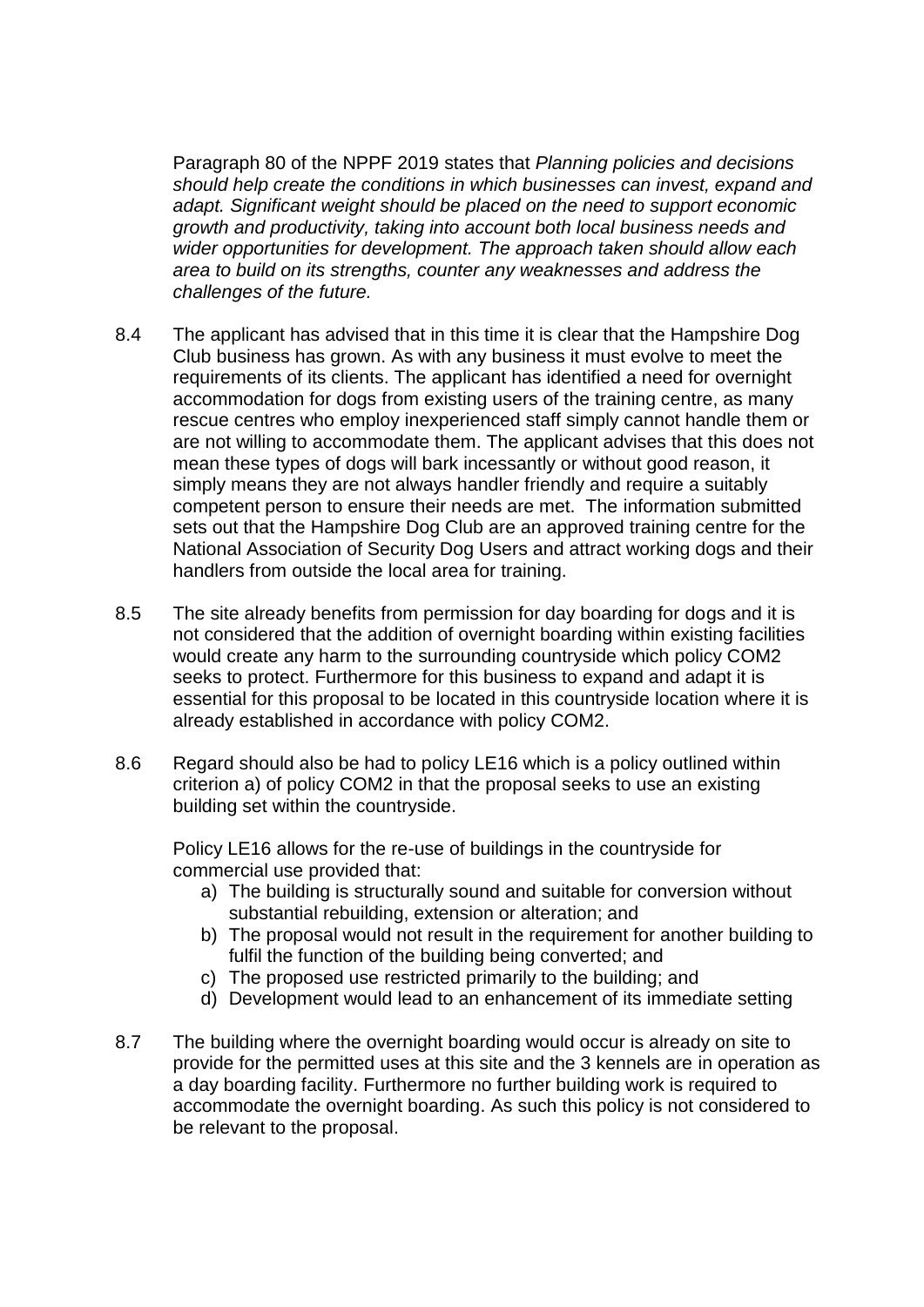Paragraph 80 of the NPPF 2019 states that *Planning policies and decisions should help create the conditions in which businesses can invest, expand and adapt. Significant weight should be placed on the need to support economic growth and productivity, taking into account both local business needs and wider opportunities for development. The approach taken should allow each area to build on its strengths, counter any weaknesses and address the challenges of the future.*

8.4 The applicant has advised that in this time it is clear that the Hampshire Dog Club business has grown. As with any business it must evolve to meet the requirements of its clients. The applicant has identified a need for overnight accommodation for dogs from existing users of the training centre, as many rescue centres who employ inexperienced staff simply cannot handle them or are not willing to accommodate them. The applicant advises that this does not mean these types of dogs will bark incessantly or without good reason, it simply means they are not always handler friendly and require a suitably competent person to ensure their needs are met. The information submitted sets out that the Hampshire Dog Club are an approved training centre for the National Association of Security Dog Users and attract working dogs and their handlers from outside the local area for training.

8.5 The site already benefits from permission for day boarding for dogs and it is not considered that the addition of overnight boarding within existing facilities would create any harm to the surrounding countryside which policy COM2 seeks to protect. Furthermore for this business to expand and adapt it is essential for this proposal to be located in this countryside location where it is already established in accordance with policy COM2.

8.6 Regard should also be had to policy LE16 which is a policy outlined within criterion a) of policy COM2 in that the proposal seeks to use an existing building set within the countryside.

Policy LE16 allows for the re-use of buildings in the countryside for commercial use provided that:

a) The building is structurally sound and suitable for conversion without substantial rebuilding, extension or alteration; and
b) The proposal would not result in the requirement for another building to fulfil the function of the building being converted; and
c) The proposed use restricted primarily to the building; and
d) Development would lead to an enhancement of its immediate setting

8.7 The building where the overnight boarding would occur is already on site to provide for the permitted uses at this site and the 3 kennels are in operation as a day boarding facility. Furthermore no further building work is required to accommodate the overnight boarding. As such this policy is not considered to be relevant to the proposal.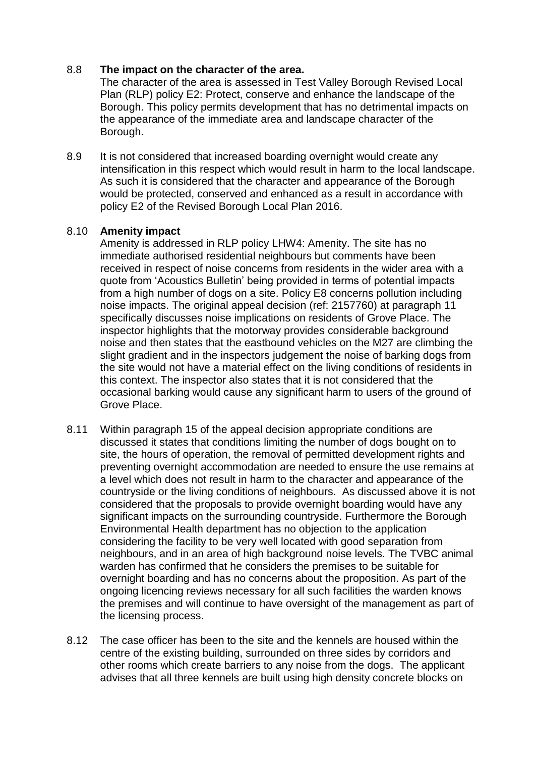8.8 **The impact on the character of the area.**

The character of the area is assessed in Test Valley Borough Revised Local Plan (RLP) policy E2: Protect, conserve and enhance the landscape of the Borough. This policy permits development that has no detrimental impacts on the appearance of the immediate area and landscape character of the Borough.

8.9 It is not considered that increased boarding overnight would create any intensification in this respect which would result in harm to the local landscape. As such it is considered that the character and appearance of the Borough would be protected, conserved and enhanced as a result in accordance with policy E2 of the Revised Borough Local Plan 2016.

8.10 **Amenity impact**

Amenity is addressed in RLP policy LHW4: Amenity. The site has no immediate authorised residential neighbours but comments have been received in respect of noise concerns from residents in the wider area with a quote from 'Acoustics Bulletin' being provided in terms of potential impacts from a high number of dogs on a site. Policy E8 concerns pollution including noise impacts. The original appeal decision (ref: 2157760) at paragraph 11 specifically discusses noise implications on residents of Grove Place. The inspector highlights that the motorway provides considerable background noise and then states that the eastbound vehicles on the M27 are climbing the slight gradient and in the inspectors judgement the noise of barking dogs from the site would not have a material effect on the living conditions of residents in this context. The inspector also states that it is not considered that the occasional barking would cause any significant harm to users of the ground of Grove Place.

8.11 Within paragraph 15 of the appeal decision appropriate conditions are discussed it states that conditions limiting the number of dogs bought on to site, the hours of operation, the removal of permitted development rights and preventing overnight accommodation are needed to ensure the use remains at a level which does not result in harm to the character and appearance of the countryside or the living conditions of neighbours. As discussed above it is not considered that the proposals to provide overnight boarding would have any significant impacts on the surrounding countryside. Furthermore the Borough Environmental Health department has no objection to the application considering the facility to be very well located with good separation from neighbours, and in an area of high background noise levels. The TVBC animal warden has confirmed that he considers the premises to be suitable for overnight boarding and has no concerns about the proposition. As part of the ongoing licencing reviews necessary for all such facilities the warden knows the premises and will continue to have oversight of the management as part of the licensing process.

8.12 The case officer has been to the site and the kennels are housed within the centre of the existing building, surrounded on three sides by corridors and other rooms which create barriers to any noise from the dogs. The applicant advises that all three kennels are built using high density concrete blocks on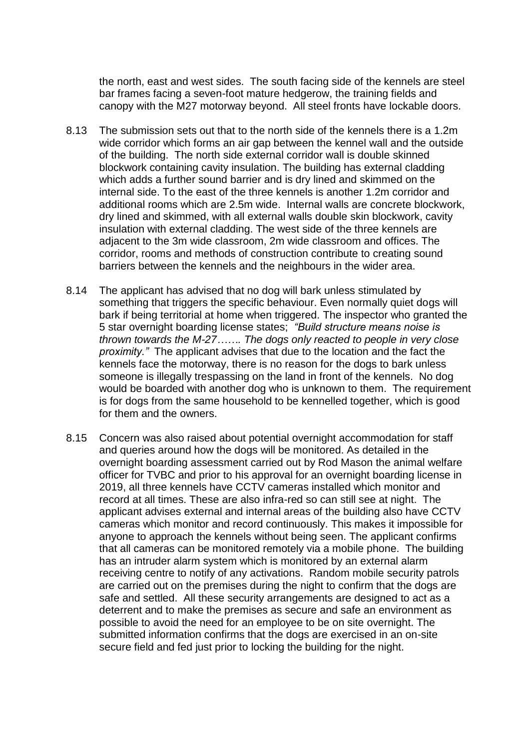the north, east and west sides. The south facing side of the kennels are steel bar frames facing a seven-foot mature hedgerow, the training fields and canopy with the M27 motorway beyond. All steel fronts have lockable doors.

8.13 The submission sets out that to the north side of the kennels there is a 1.2m wide corridor which forms an air gap between the kennel wall and the outside of the building. The north side external corridor wall is double skinned blockwork containing cavity insulation. The building has external cladding which adds a further sound barrier and is dry lined and skimmed on the internal side. To the east of the three kennels is another 1.2m corridor and additional rooms which are 2.5m wide. Internal walls are concrete blockwork, dry lined and skimmed, with all external walls double skin blockwork, cavity insulation with external cladding. The west side of the three kennels are adjacent to the 3m wide classroom, 2m wide classroom and offices. The corridor, rooms and methods of construction contribute to creating sound barriers between the kennels and the neighbours in the wider area.

8.14 The applicant has advised that no dog will bark unless stimulated by something that triggers the specific behaviour. Even normally quiet dogs will bark if being territorial at home when triggered. The inspector who granted the 5 star overnight boarding license states; *"Build structure means noise is thrown towards the M-27……. The dogs only reacted to people in very close proximity."* The applicant advises that due to the location and the fact the kennels face the motorway, there is no reason for the dogs to bark unless someone is illegally trespassing on the land in front of the kennels. No dog would be boarded with another dog who is unknown to them. The requirement is for dogs from the same household to be kennelled together, which is good for them and the owners.

8.15 Concern was also raised about potential overnight accommodation for staff and queries around how the dogs will be monitored. As detailed in the overnight boarding assessment carried out by Rod Mason the animal welfare officer for TVBC and prior to his approval for an overnight boarding license in 2019, all three kennels have CCTV cameras installed which monitor and record at all times. These are also infra-red so can still see at night. The applicant advises external and internal areas of the building also have CCTV cameras which monitor and record continuously. This makes it impossible for anyone to approach the kennels without being seen. The applicant confirms that all cameras can be monitored remotely via a mobile phone. The building has an intruder alarm system which is monitored by an external alarm receiving centre to notify of any activations. Random mobile security patrols are carried out on the premises during the night to confirm that the dogs are safe and settled. All these security arrangements are designed to act as a deterrent and to make the premises as secure and safe an environment as possible to avoid the need for an employee to be on site overnight. The submitted information confirms that the dogs are exercised in an on-site secure field and fed just prior to locking the building for the night.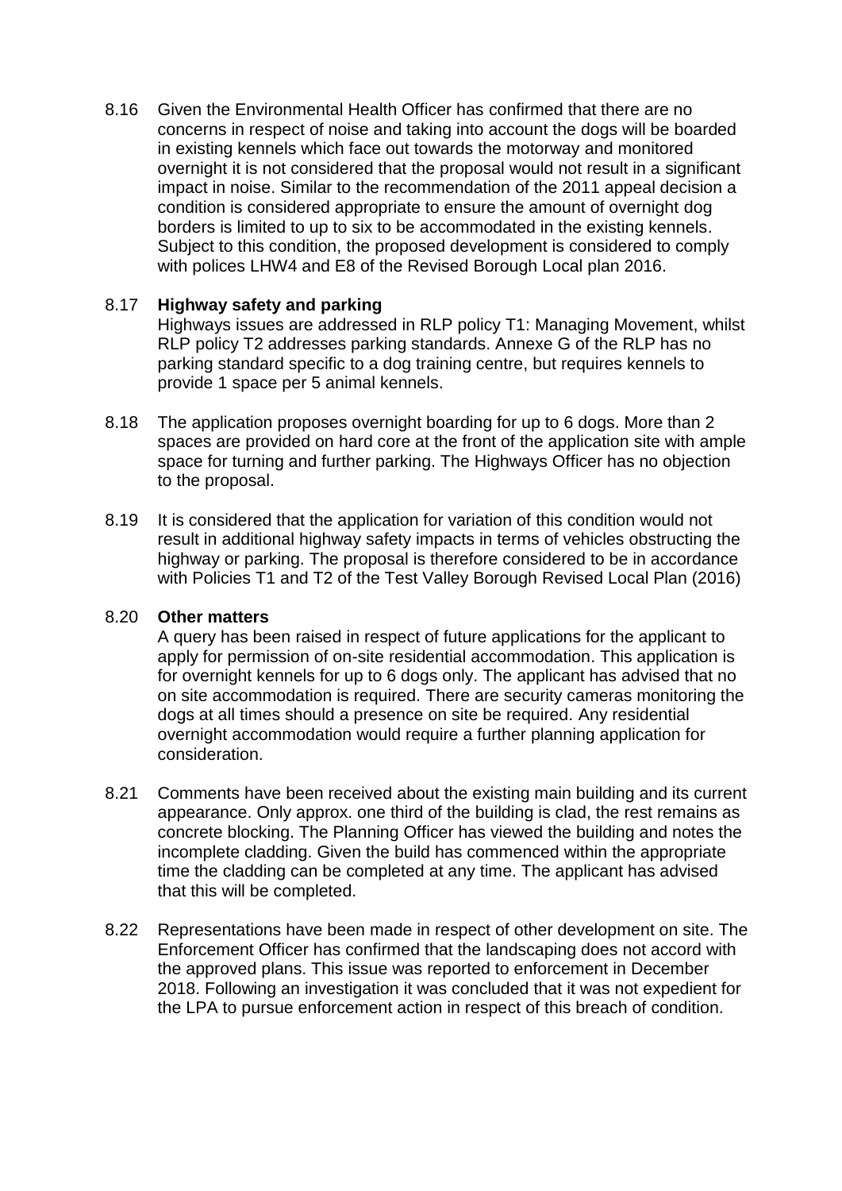8.16 Given the Environmental Health Officer has confirmed that there are no concerns in respect of noise and taking into account the dogs will be boarded in existing kennels which face out towards the motorway and monitored overnight it is not considered that the proposal would not result in a significant impact in noise. Similar to the recommendation of the 2011 appeal decision a condition is considered appropriate to ensure the amount of overnight dog borders is limited to up to six to be accommodated in the existing kennels. Subject to this condition, the proposed development is considered to comply with polices LHW4 and E8 of the Revised Borough Local plan 2016.

8.17 **Highway safety and parking**
Highways issues are addressed in RLP policy T1: Managing Movement, whilst RLP policy T2 addresses parking standards. Annexe G of the RLP has no parking standard specific to a dog training centre, but requires kennels to provide 1 space per 5 animal kennels.

8.18 The application proposes overnight boarding for up to 6 dogs. More than 2 spaces are provided on hard core at the front of the application site with ample space for turning and further parking. The Highways Officer has no objection to the proposal.

8.19 It is considered that the application for variation of this condition would not result in additional highway safety impacts in terms of vehicles obstructing the highway or parking. The proposal is therefore considered to be in accordance with Policies T1 and T2 of the Test Valley Borough Revised Local Plan (2016)

8.20 **Other matters**
A query has been raised in respect of future applications for the applicant to apply for permission of on-site residential accommodation. This application is for overnight kennels for up to 6 dogs only. The applicant has advised that no on site accommodation is required. There are security cameras monitoring the dogs at all times should a presence on site be required. Any residential overnight accommodation would require a further planning application for consideration.

8.21 Comments have been received about the existing main building and its current appearance. Only approx. one third of the building is clad, the rest remains as concrete blocking. The Planning Officer has viewed the building and notes the incomplete cladding. Given the build has commenced within the appropriate time the cladding can be completed at any time. The applicant has advised that this will be completed.

8.22 Representations have been made in respect of other development on site. The Enforcement Officer has confirmed that the landscaping does not accord with the approved plans. This issue was reported to enforcement in December 2018. Following an investigation it was concluded that it was not expedient for the LPA to pursue enforcement action in respect of this breach of condition.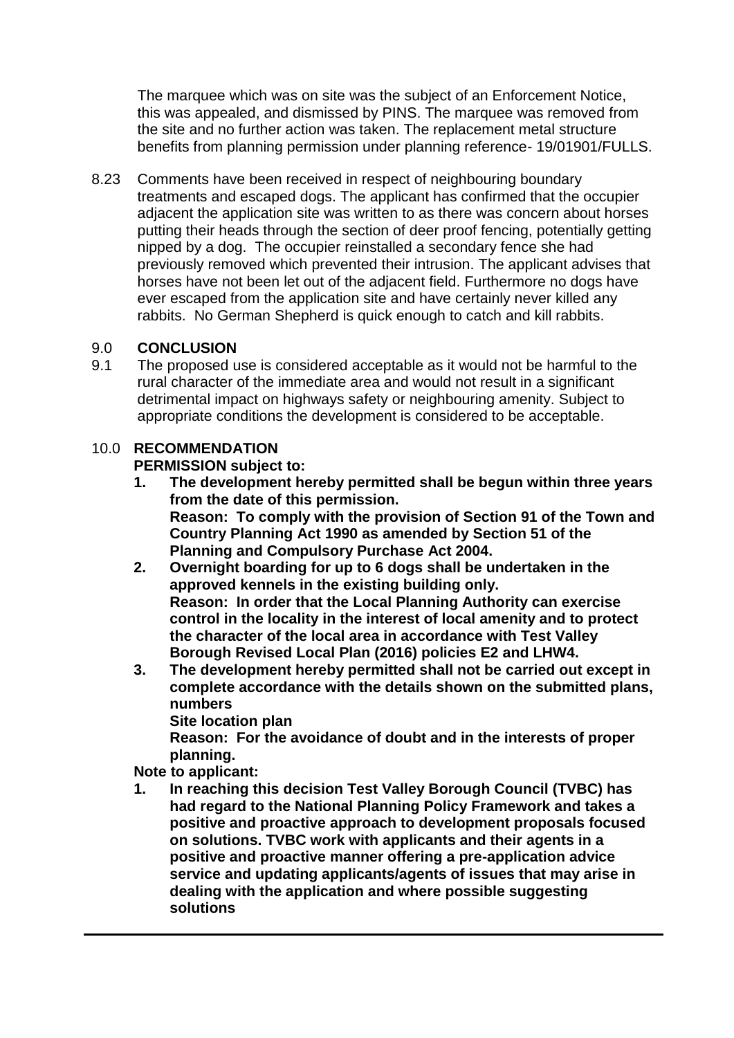The marquee which was on site was the subject of an Enforcement Notice, this was appealed, and dismissed by PINS. The marquee was removed from the site and no further action was taken. The replacement metal structure benefits from planning permission under planning reference- 19/01901/FULLS.

8.23 Comments have been received in respect of neighbouring boundary treatments and escaped dogs. The applicant has confirmed that the occupier adjacent the application site was written to as there was concern about horses putting their heads through the section of deer proof fencing, potentially getting nipped by a dog. The occupier reinstalled a secondary fence she had previously removed which prevented their intrusion. The applicant advises that horses have not been let out of the adjacent field. Furthermore no dogs have ever escaped from the application site and have certainly never killed any rabbits. No German Shepherd is quick enough to catch and kill rabbits.

## 9.0 CONCLUSION

9.1 The proposed use is considered acceptable as it would not be harmful to the rural character of the immediate area and would not result in a significant detrimental impact on highways safety or neighbouring amenity. Subject to appropriate conditions the development is considered to be acceptable.

## 10.0 RECOMMENDATION

**PERMISSION subject to:**

1. **The development hereby permitted shall be begun within three years from the date of this permission.**
   **Reason: To comply with the provision of Section 91 of the Town and Country Planning Act 1990 as amended by Section 51 of the Planning and Compulsory Purchase Act 2004.**
2. **Overnight boarding for up to 6 dogs shall be undertaken in the approved kennels in the existing building only.**
   **Reason: In order that the Local Planning Authority can exercise control in the locality in the interest of local amenity and to protect the character of the local area in accordance with Test Valley Borough Revised Local Plan (2016) policies E2 and LHW4.**
3. **The development hereby permitted shall not be carried out except in complete accordance with the details shown on the submitted plans, numbers**
   **Site location plan**
   **Reason: For the avoidance of doubt and in the interests of proper planning.**

**Note to applicant:**

1. **In reaching this decision Test Valley Borough Council (TVBC) has had regard to the National Planning Policy Framework and takes a positive and proactive approach to development proposals focused on solutions. TVBC work with applicants and their agents in a positive and proactive manner offering a pre-application advice service and updating applicants/agents of issues that may arise in dealing with the application and where possible suggesting solutions**